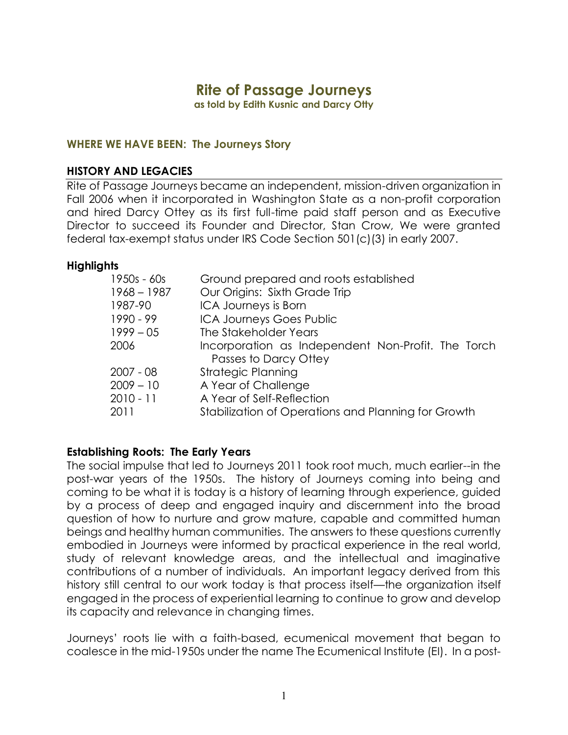# Rite of Passage Journeys

**as told by Edith Kusnic and Darcy Otty**

## WHERE WE HAVE BEEN: The Journeys Story

## HISTORY AND LEGACIES

Rite of Passage Journeys became an independent, mission-driven organization in Fall 2006 when it incorporated in Washington State as a non-profit corporation and hired Darcy Ottey as its first full-time paid staff person and as Executive Director to succeed its Founder and Director, Stan Crow, We were granted federal tax-exempt status under IRS Code Section 501(c)(3) in early 2007.

### Highlights

| | |
|---|---|
| 1950s - 60s | Ground prepared and roots established |
| 1968 – 1987 | Our Origins: Sixth Grade Trip |
| 1987-90 | ICA Journeys is Born |
| 1990 - 99 | ICA Journeys Goes Public |
| 1999 – 05 | The Stakeholder Years |
| 2006 | Incorporation as Independent Non-Profit. The Torch Passes to Darcy Ottey |
| 2007 - 08 | Strategic Planning |
| 2009 – 10 | A Year of Challenge |
| 2010 - 11 | A Year of Self-Reflection |
| 2011 | Stabilization of Operations and Planning for Growth |

### Establishing Roots: The Early Years

The social impulse that led to Journeys 2011 took root much, much earlier--in the post-war years of the 1950s. The history of Journeys coming into being and coming to be what it is today is a history of learning through experience, guided by a process of deep and engaged inquiry and discernment into the broad question of how to nurture and grow mature, capable and committed human beings and healthy human communities. The answers to these questions currently embodied in Journeys were informed by practical experience in the real world, study of relevant knowledge areas, and the intellectual and imaginative contributions of a number of individuals. An important legacy derived from this history still central to our work today is that process itself—the organization itself engaged in the process of experiential learning to continue to grow and develop its capacity and relevance in changing times.

Journeys' roots lie with a faith-based, ecumenical movement that began to coalesce in the mid-1950s under the name The Ecumenical Institute (EI). In a post-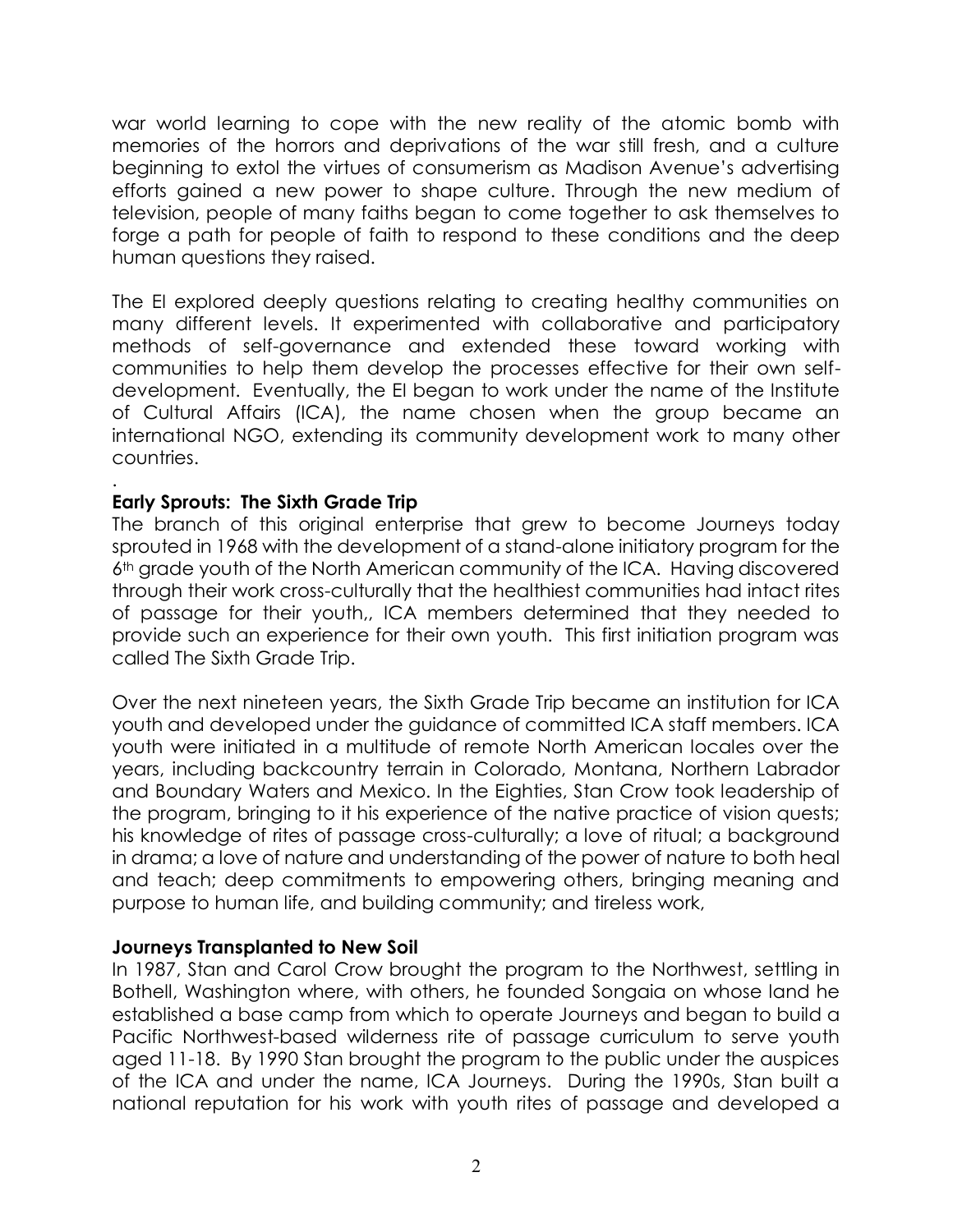war world learning to cope with the new reality of the atomic bomb with memories of the horrors and deprivations of the war still fresh, and a culture beginning to extol the virtues of consumerism as Madison Avenue's advertising efforts gained a new power to shape culture. Through the new medium of television, people of many faiths began to come together to ask themselves to forge a path for people of faith to respond to these conditions and the deep human questions they raised.

The EI explored deeply questions relating to creating healthy communities on many different levels. It experimented with collaborative and participatory methods of self-governance and extended these toward working with communities to help them develop the processes effective for their own self-development. Eventually, the EI began to work under the name of the Institute of Cultural Affairs (ICA), the name chosen when the group became an international NGO, extending its community development work to many other countries.

.

**Early Sprouts: The Sixth Grade Trip**

The branch of this original enterprise that grew to become Journeys today sprouted in 1968 with the development of a stand-alone initiatory program for the 6th grade youth of the North American community of the ICA. Having discovered through their work cross-culturally that the healthiest communities had intact rites of passage for their youth,, ICA members determined that they needed to provide such an experience for their own youth. This first initiation program was called The Sixth Grade Trip.

Over the next nineteen years, the Sixth Grade Trip became an institution for ICA youth and developed under the guidance of committed ICA staff members. ICA youth were initiated in a multitude of remote North American locales over the years, including backcountry terrain in Colorado, Montana, Northern Labrador and Boundary Waters and Mexico. In the Eighties, Stan Crow took leadership of the program, bringing to it his experience of the native practice of vision quests; his knowledge of rites of passage cross-culturally; a love of ritual; a background in drama; a love of nature and understanding of the power of nature to both heal and teach; deep commitments to empowering others, bringing meaning and purpose to human life, and building community; and tireless work,

**Journeys Transplanted to New Soil**

In 1987, Stan and Carol Crow brought the program to the Northwest, settling in Bothell, Washington where, with others, he founded Songaia on whose land he established a base camp from which to operate Journeys and began to build a Pacific Northwest-based wilderness rite of passage curriculum to serve youth aged 11-18. By 1990 Stan brought the program to the public under the auspices of the ICA and under the name, ICA Journeys. During the 1990s, Stan built a national reputation for his work with youth rites of passage and developed a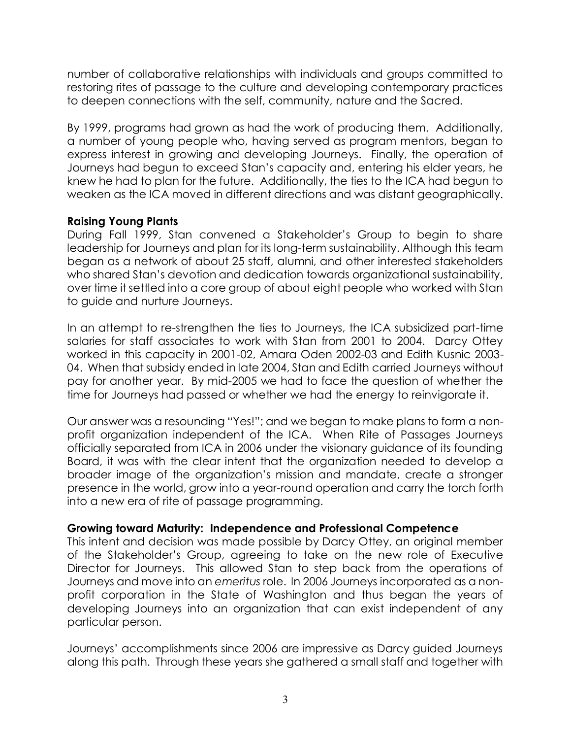number of collaborative relationships with individuals and groups committed to restoring rites of passage to the culture and developing contemporary practices to deepen connections with the self, community, nature and the Sacred.

By 1999, programs had grown as had the work of producing them. Additionally, a number of young people who, having served as program mentors, began to express interest in growing and developing Journeys. Finally, the operation of Journeys had begun to exceed Stan's capacity and, entering his elder years, he knew he had to plan for the future. Additionally, the ties to the ICA had begun to weaken as the ICA moved in different directions and was distant geographically.

**Raising Young Plants**

During Fall 1999, Stan convened a Stakeholder's Group to begin to share leadership for Journeys and plan for its long-term sustainability. Although this team began as a network of about 25 staff, alumni, and other interested stakeholders who shared Stan's devotion and dedication towards organizational sustainability, over time it settled into a core group of about eight people who worked with Stan to guide and nurture Journeys.

In an attempt to re-strengthen the ties to Journeys, the ICA subsidized part-time salaries for staff associates to work with Stan from 2001 to 2004. Darcy Ottey worked in this capacity in 2001-02, Amara Oden 2002-03 and Edith Kusnic 2003-04. When that subsidy ended in late 2004, Stan and Edith carried Journeys without pay for another year. By mid-2005 we had to face the question of whether the time for Journeys had passed or whether we had the energy to reinvigorate it.

Our answer was a resounding "Yes!"; and we began to make plans to form a non-profit organization independent of the ICA. When Rite of Passages Journeys officially separated from ICA in 2006 under the visionary guidance of its founding Board, it was with the clear intent that the organization needed to develop a broader image of the organization's mission and mandate, create a stronger presence in the world, grow into a year-round operation and carry the torch forth into a new era of rite of passage programming.

**Growing toward Maturity: Independence and Professional Competence**

This intent and decision was made possible by Darcy Ottey, an original member of the Stakeholder's Group, agreeing to take on the new role of Executive Director for Journeys. This allowed Stan to step back from the operations of Journeys and move into an *emeritus* role. In 2006 Journeys incorporated as a non-profit corporation in the State of Washington and thus began the years of developing Journeys into an organization that can exist independent of any particular person.

Journeys' accomplishments since 2006 are impressive as Darcy guided Journeys along this path. Through these years she gathered a small staff and together with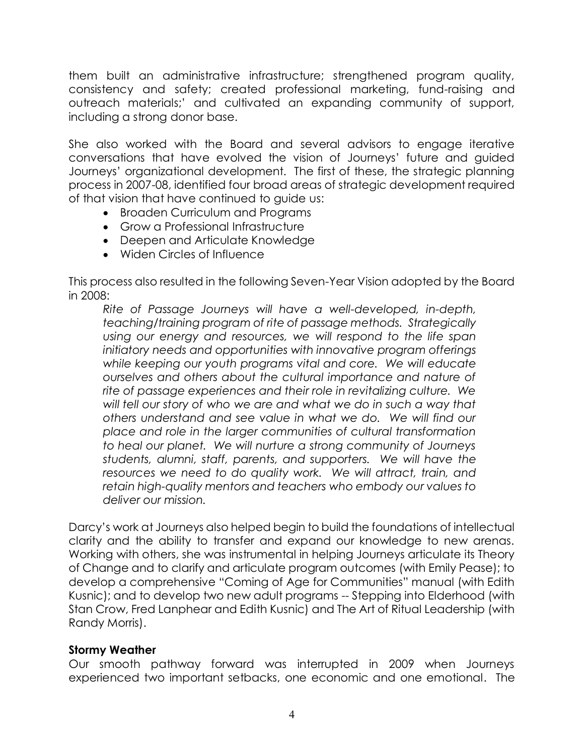them built an administrative infrastructure; strengthened program quality, consistency and safety; created professional marketing, fund-raising and outreach materials;' and cultivated an expanding community of support, including a strong donor base.

She also worked with the Board and several advisors to engage iterative conversations that have evolved the vision of Journeys' future and guided Journeys' organizational development. The first of these, the strategic planning process in 2007-08, identified four broad areas of strategic development required of that vision that have continued to guide us:

- Broaden Curriculum and Programs
- Grow a Professional Infrastructure
- Deepen and Articulate Knowledge
- Widen Circles of Influence

This process also resulted in the following Seven-Year Vision adopted by the Board in 2008:

> *Rite of Passage Journeys will have a well-developed, in-depth, teaching/training program of rite of passage methods. Strategically using our energy and resources, we will respond to the life span initiatory needs and opportunities with innovative program offerings while keeping our youth programs vital and core. We will educate ourselves and others about the cultural importance and nature of rite of passage experiences and their role in revitalizing culture. We will tell our story of who we are and what we do in such a way that others understand and see value in what we do. We will find our place and role in the larger communities of cultural transformation to heal our planet. We will nurture a strong community of Journeys students, alumni, staff, parents, and supporters. We will have the resources we need to do quality work. We will attract, train, and retain high-quality mentors and teachers who embody our values to deliver our mission.*

Darcy's work at Journeys also helped begin to build the foundations of intellectual clarity and the ability to transfer and expand our knowledge to new arenas. Working with others, she was instrumental in helping Journeys articulate its Theory of Change and to clarify and articulate program outcomes (with Emily Pease); to develop a comprehensive "Coming of Age for Communities" manual (with Edith Kusnic); and to develop two new adult programs -- Stepping into Elderhood (with Stan Crow, Fred Lanphear and Edith Kusnic) and The Art of Ritual Leadership (with Randy Morris).

**Stormy Weather**

Our smooth pathway forward was interrupted in 2009 when Journeys experienced two important setbacks, one economic and one emotional. The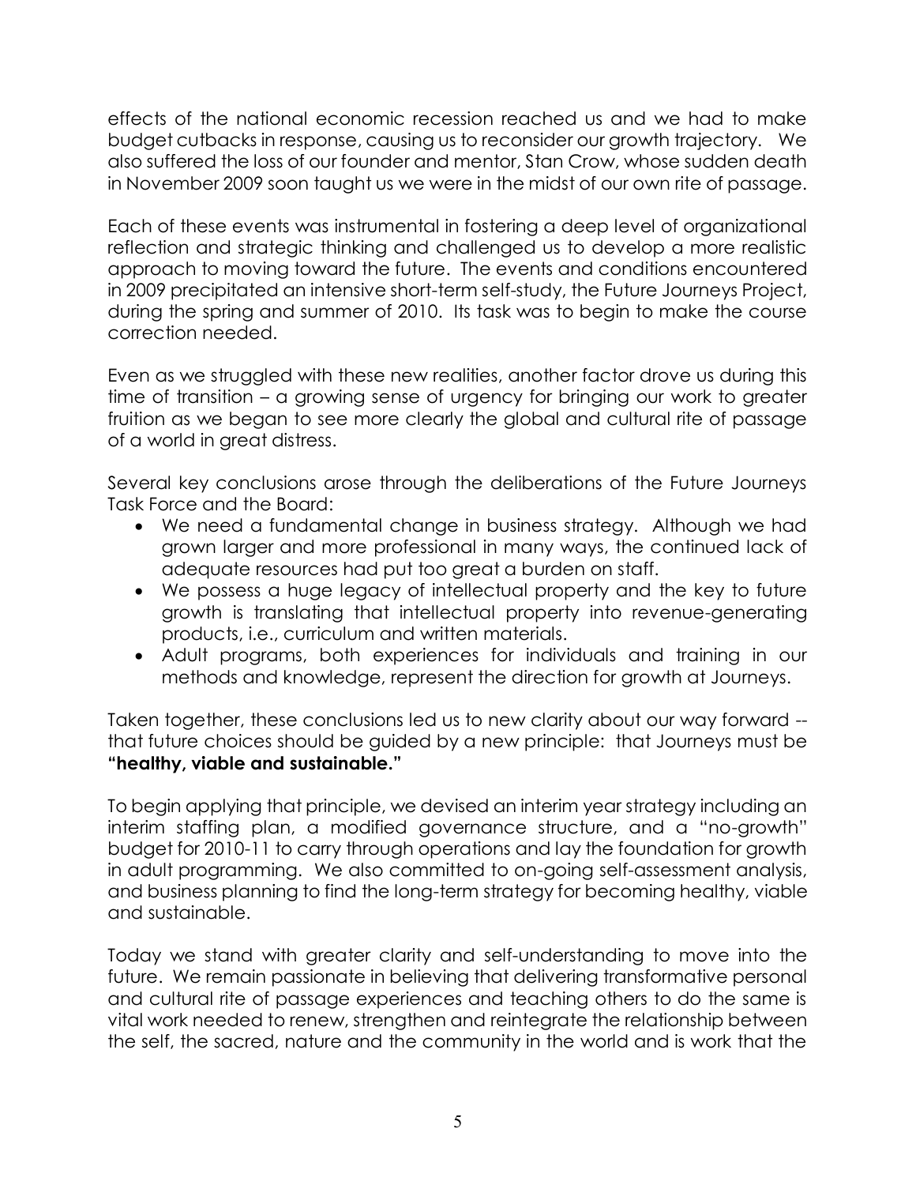effects of the national economic recession reached us and we had to make budget cutbacks in response, causing us to reconsider our growth trajectory. We also suffered the loss of our founder and mentor, Stan Crow, whose sudden death in November 2009 soon taught us we were in the midst of our own rite of passage.

Each of these events was instrumental in fostering a deep level of organizational reflection and strategic thinking and challenged us to develop a more realistic approach to moving toward the future. The events and conditions encountered in 2009 precipitated an intensive short-term self-study, the Future Journeys Project, during the spring and summer of 2010. Its task was to begin to make the course correction needed.

Even as we struggled with these new realities, another factor drove us during this time of transition – a growing sense of urgency for bringing our work to greater fruition as we began to see more clearly the global and cultural rite of passage of a world in great distress.

Several key conclusions arose through the deliberations of the Future Journeys Task Force and the Board:

- We need a fundamental change in business strategy. Although we had grown larger and more professional in many ways, the continued lack of adequate resources had put too great a burden on staff.
- We possess a huge legacy of intellectual property and the key to future growth is translating that intellectual property into revenue-generating products, i.e., curriculum and written materials.
- Adult programs, both experiences for individuals and training in our methods and knowledge, represent the direction for growth at Journeys.

Taken together, these conclusions led us to new clarity about our way forward -- that future choices should be guided by a new principle: that Journeys must be **"healthy, viable and sustainable."**

To begin applying that principle, we devised an interim year strategy including an interim staffing plan, a modified governance structure, and a "no-growth" budget for 2010-11 to carry through operations and lay the foundation for growth in adult programming. We also committed to on-going self-assessment analysis, and business planning to find the long-term strategy for becoming healthy, viable and sustainable.

Today we stand with greater clarity and self-understanding to move into the future. We remain passionate in believing that delivering transformative personal and cultural rite of passage experiences and teaching others to do the same is vital work needed to renew, strengthen and reintegrate the relationship between the self, the sacred, nature and the community in the world and is work that the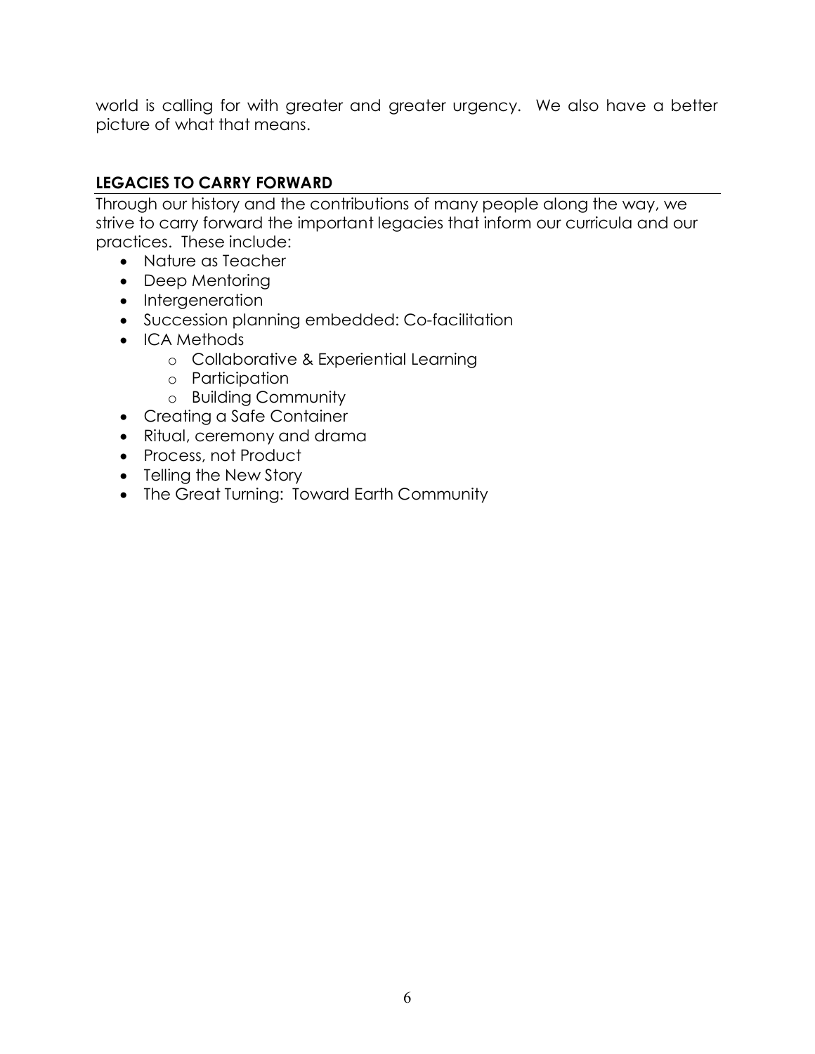world is calling for with greater and greater urgency. We also have a better picture of what that means.

## LEGACIES TO CARRY FORWARD

Through our history and the contributions of many people along the way, we strive to carry forward the important legacies that inform our curricula and our practices. These include:

- Nature as Teacher
- Deep Mentoring
- Intergeneration
- Succession planning embedded: Co-facilitation
- ICA Methods
  - Collaborative & Experiential Learning
  - Participation
  - Building Community
- Creating a Safe Container
- Ritual, ceremony and drama
- Process, not Product
- Telling the New Story
- The Great Turning: Toward Earth Community